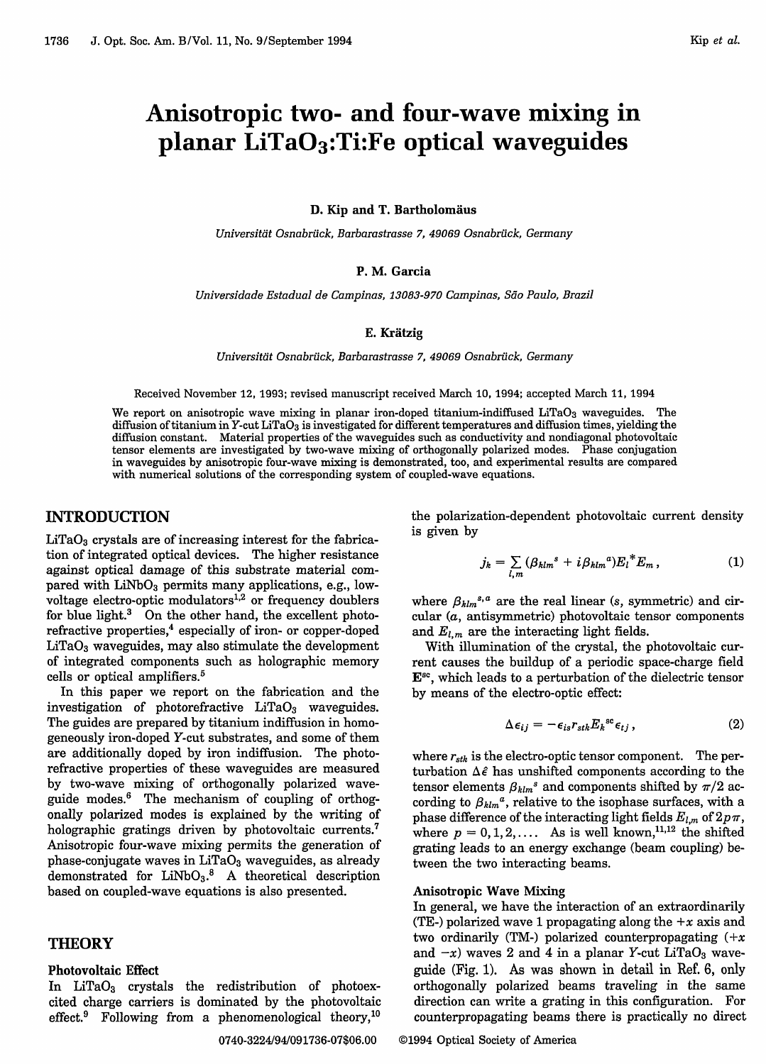# Anisotropic two- and four-wave mixing in planar $LiTaO_3$:Ti:Fe optical waveguides

**D. Kip and T. Bartholomäus**

*Universität Osnabrück, Barbarastrasse 7, 49069 Osnabrück, Germany*

**P. M. Garcia**

*Universidade Estadual de Campinas, 13083-970 Campinas, São Paulo, Brazil*

**E. Krätzig**

*Universität Osnabrück, Barbarastrasse 7, 49069 Osnabrück, Germany*

Received November 12, 1993; revised manuscript received March 10, 1994; accepted March 11, 1994

We report on anisotropic wave mixing in planar iron-doped titanium-indiffused $LiTaO_3$ waveguides. The diffusion of titanium in Y-cut $LiTaO_3$ is investigated for different temperatures and diffusion times, yielding the diffusion constant. Material properties of the waveguides such as conductivity and nondiagonal photovoltaic tensor elements are investigated by two-wave mixing of orthogonally polarized modes. Phase conjugation in waveguides by anisotropic four-wave mixing is demonstrated, too, and experimental results are compared with numerical solutions of the corresponding system of coupled-wave equations.

## INTRODUCTION

$LiTaO_3$ crystals are of increasing interest for the fabrication of integrated optical devices. The higher resistance against optical damage of this substrate material compared with $LiNbO_3$ permits many applications, e.g., low-voltage electro-optic modulators[1,2] or frequency doublers for blue light.[3] On the other hand, the excellent photorefractive properties,[4] especially of iron- or copper-doped $LiTaO_3$ waveguides, may also stimulate the development of integrated components such as holographic memory cells or optical amplifiers.[5]

In this paper we report on the fabrication and the investigation of photorefractive $LiTaO_3$ waveguides. The guides are prepared by titanium indiffusion in homogeneously iron-doped Y-cut substrates, and some of them are additionally doped by iron indiffusion. The photorefractive properties of these waveguides are measured by two-wave mixing of orthogonally polarized waveguide modes.[6] The mechanism of coupling of orthogonally polarized modes is explained by the writing of holographic gratings driven by photovoltaic currents.[7] Anisotropic four-wave mixing permits the generation of phase-conjugate waves in $LiTaO_3$ waveguides, as already demonstrated for $LiNbO_3$.[8] A theoretical description based on coupled-wave equations is also presented.

## THEORY

### Photovoltaic Effect

In $LiTaO_3$ crystals the redistribution of photoexcited charge carriers is dominated by the photovoltaic effect.[9] Following from a phenomenological theory,[10] the polarization-dependent photovoltaic current density is given by

$$j_k = \sum_{l,m} (\beta_{klm}{}^s + i\beta_{klm}{}^a) E_l{}^* E_m \,, \tag{1}$$

where $\beta_{klm}{}^{s,a}$ are the real linear (*s*, symmetric) and circular (*a*, antisymmetric) photovoltaic tensor components and $E_{l,m}$ are the interacting light fields.

With illumination of the crystal, the photovoltaic current causes the buildup of a periodic space-charge field $\mathbf{E}^{sc}$, which leads to a perturbation of the dielectric tensor by means of the electro-optic effect:

$$\Delta\epsilon_{ij} = -\epsilon_{is} r_{stk} E_k{}^{sc} \epsilon_{tj} \,, \tag{2}$$

where $r_{stk}$ is the electro-optic tensor component. The perturbation $\Delta\hat{\epsilon}$ has unshifted components according to the tensor elements $\beta_{klm}{}^s$ and components shifted by $\pi/2$ according to $\beta_{klm}{}^a$, relative to the isophase surfaces, with a phase difference of the interacting light fields $E_{l,m}$ of $2p\pi$, where $p = 0, 1, 2, \ldots$. As is well known,[11,12] the shifted grating leads to an energy exchange (beam coupling) between the two interacting beams.

### Anisotropic Wave Mixing

In general, we have the interaction of an extraordinarily (TE-) polarized wave 1 propagating along the $+x$ axis and two ordinarily (TM-) polarized counterpropagating ($+x$ and $-x$) waves 2 and 4 in a planar Y-cut $LiTaO_3$ waveguide (Fig. 1). As was shown in detail in Ref. 6, only orthogonally polarized beams traveling in the same direction can write a grating in this configuration. For counterpropagating beams there is practically no direct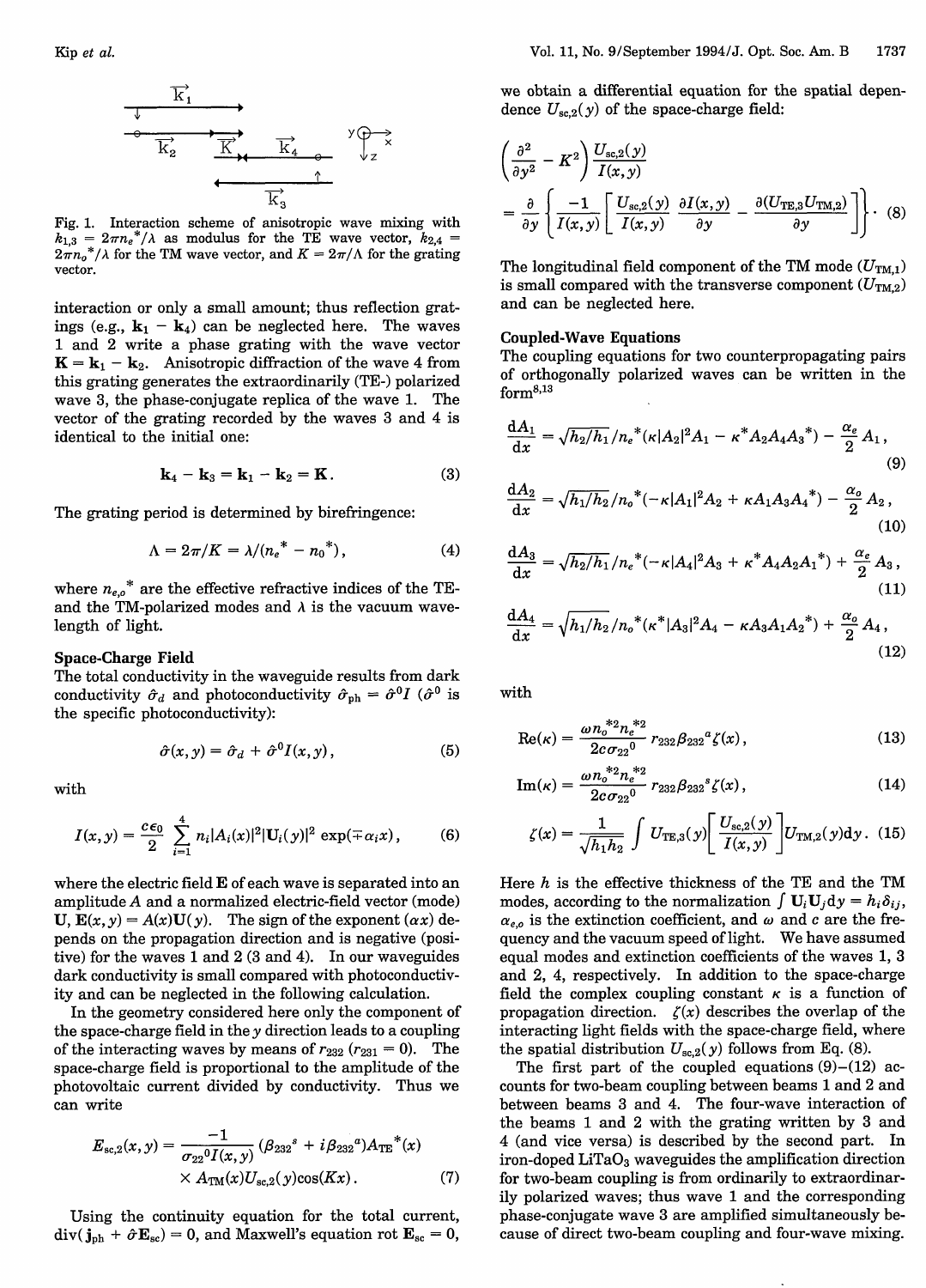Fig. 1. Interaction scheme of anisotropic wave mixing with $k_{1,3} = 2\pi n_e^*/\lambda$ as modulus for the TE wave vector, $k_{2,4} = 2\pi n_o^*/\lambda$ for the TM wave vector, and $K = 2\pi/\Lambda$ for the grating vector.

interaction or only a small amount; thus reflection gratings (e.g., $\mathbf{k}_1 - \mathbf{k}_4$) can be neglected here. The waves 1 and 2 write a phase grating with the wave vector $\mathbf{K} = \mathbf{k}_1 - \mathbf{k}_2$. Anisotropic diffraction of the wave 4 from this grating generates the extraordinarily (TE-) polarized wave 3, the phase-conjugate replica of the wave 1. The vector of the grating recorded by the waves 3 and 4 is identical to the initial one:

$$\mathbf{k}_4 - \mathbf{k}_3 = \mathbf{k}_1 - \mathbf{k}_2 = \mathbf{K}. \tag{3}$$

The grating period is determined by birefringence:

$$\Lambda = 2\pi/K = \lambda/(n_e^* - n_o^*), \tag{4}$$

where $n_{e,o}^*$ are the effective refractive indices of the TE- and the TM-polarized modes and $\lambda$ is the vacuum wavelength of light.

### Space-Charge Field

The total conductivity in the waveguide results from dark conductivity $\hat{\sigma}_d$ and photoconductivity $\hat{\sigma}_{ph} = \hat{\sigma}^0 I$ ($\hat{\sigma}^0$ is the specific photoconductivity):

$$\hat{\sigma}(x, y) = \hat{\sigma}_d + \hat{\sigma}^0 I(x, y), \tag{5}$$

with

$$I(x, y) = \frac{c\epsilon_0}{2} \sum_{i=1}^{4} n_i |A_i(x)|^2 |\mathbf{U}_i(y)|^2 \exp(\mp \alpha_i x), \tag{6}$$

where the electric field $\mathbf{E}$ of each wave is separated into an amplitude $A$ and a normalized electric-field vector (mode) $\mathbf{U}$, $\mathbf{E}(x, y) = A(x)\mathbf{U}(y)$. The sign of the exponent ($\alpha x$) depends on the propagation direction and is negative (positive) for the waves 1 and 2 (3 and 4). In our waveguides dark conductivity is small compared with photoconductivity and can be neglected in the following calculation.

In the geometry considered here only the component of the space-charge field in the $y$ direction leads to a coupling of the interacting waves by means of $r_{232}$ ($r_{231} = 0$). The space-charge field is proportional to the amplitude of the photovoltaic current divided by conductivity. Thus we can write

$$E_{sc,2}(x, y) = \frac{-1}{\sigma_{22}^0 I(x, y)} (\beta_{232}^s + i\beta_{232}^a) A_{TE}^*(x) \times A_{TM}(x) U_{sc,2}(y) \cos(Kx). \tag{7}$$

Using the continuity equation for the total current, $\mathrm{div}(\mathbf{j}_{ph} + \hat{\sigma}\mathbf{E}_{sc}) = 0$, and Maxwell's equation $\mathrm{rot}\, \mathbf{E}_{sc} = 0$, we obtain a differential equation for the spatial dependence $U_{sc,2}(y)$ of the space-charge field:

$$\left(\frac{\partial^2}{\partial y^2} - K^2\right) \frac{U_{sc,2}(y)}{I(x, y)} = \frac{\partial}{\partial y} \left\{ \frac{-1}{I(x, y)} \left[ \frac{U_{sc,2}(y)}{I(x, y)} \frac{\partial I(x, y)}{\partial y} - \frac{\partial (U_{TE,3} U_{TM,2})}{\partial y} \right] \right\}. \tag{8}$$

The longitudinal field component of the TM mode ($U_{TM,1}$) is small compared with the transverse component ($U_{TM,2}$) and can be neglected here.

### Coupled-Wave Equations

The coupling equations for two counterpropagating pairs of orthogonally polarized waves can be written in the form[8,13]

$$\frac{dA_1}{dx} = \sqrt{h_2/h_1}/n_e^* (\kappa |A_2|^2 A_1 - \kappa^* A_2 A_4 A_3^*) - \frac{\alpha_e}{2} A_1, \tag{9}$$

$$\frac{dA_2}{dx} = \sqrt{h_1/h_2}/n_o^* (-\kappa |A_1|^2 A_2 + \kappa A_1 A_3 A_4^*) - \frac{\alpha_o}{2} A_2, \tag{10}$$

$$\frac{dA_3}{dx} = \sqrt{h_2/h_1}/n_e^* (-\kappa |A_4|^2 A_3 + \kappa^* A_4 A_2 A_1^*) + \frac{\alpha_e}{2} A_3, \tag{11}$$

$$\frac{dA_4}{dx} = \sqrt{h_1/h_2}/n_o^* (\kappa^* |A_3|^2 A_4 - \kappa A_3 A_1 A_2^*) + \frac{\alpha_o}{2} A_4, \tag{12}$$

with

$$\mathrm{Re}(\kappa) = \frac{\omega n_o^{*2} n_e^{*2}}{2c\sigma_{22}^0} r_{232} \beta_{232}^a \zeta(x), \tag{13}$$

$$\mathrm{Im}(\kappa) = \frac{\omega n_o^{*2} n_e^{*2}}{2c\sigma_{22}^0} r_{232} \beta_{232}^s \zeta(x), \tag{14}$$

$$\zeta(x) = \frac{1}{\sqrt{h_1 h_2}} \int U_{TE,3}(y) \left[ \frac{U_{sc,2}(y)}{I(x, y)} \right] U_{TM,2}(y) dy. \tag{15}$$

Here $h$ is the effective thickness of the TE and the TM modes, according to the normalization $\int \mathbf{U}_i \mathbf{U}_j dy = h_i \delta_{ij}$, $\alpha_{e,o}$ is the extinction coefficient, and $\omega$ and $c$ are the frequency and the vacuum speed of light. We have assumed equal modes and extinction coefficients of the waves 1, 3 and 2, 4, respectively. In addition to the space-charge field the complex coupling constant $\kappa$ is a function of propagation direction. $\zeta(x)$ describes the overlap of the interacting light fields with the space-charge field, where the spatial distribution $U_{sc,2}(y)$ follows from Eq. (8).

The first part of the coupled equations (9)–(12) accounts for two-beam coupling between beams 1 and 2 and between beams 3 and 4. The four-wave interaction of the beams 1 and 2 with the grating written by 3 and 4 (and vice versa) is described by the second part. In iron-doped $LiTaO_3$ waveguides the amplification direction for two-beam coupling is from ordinarily to extraordinarily polarized waves; thus wave 1 and the corresponding phase-conjugate wave 3 are amplified simultaneously because of direct two-beam coupling and four-wave mixing.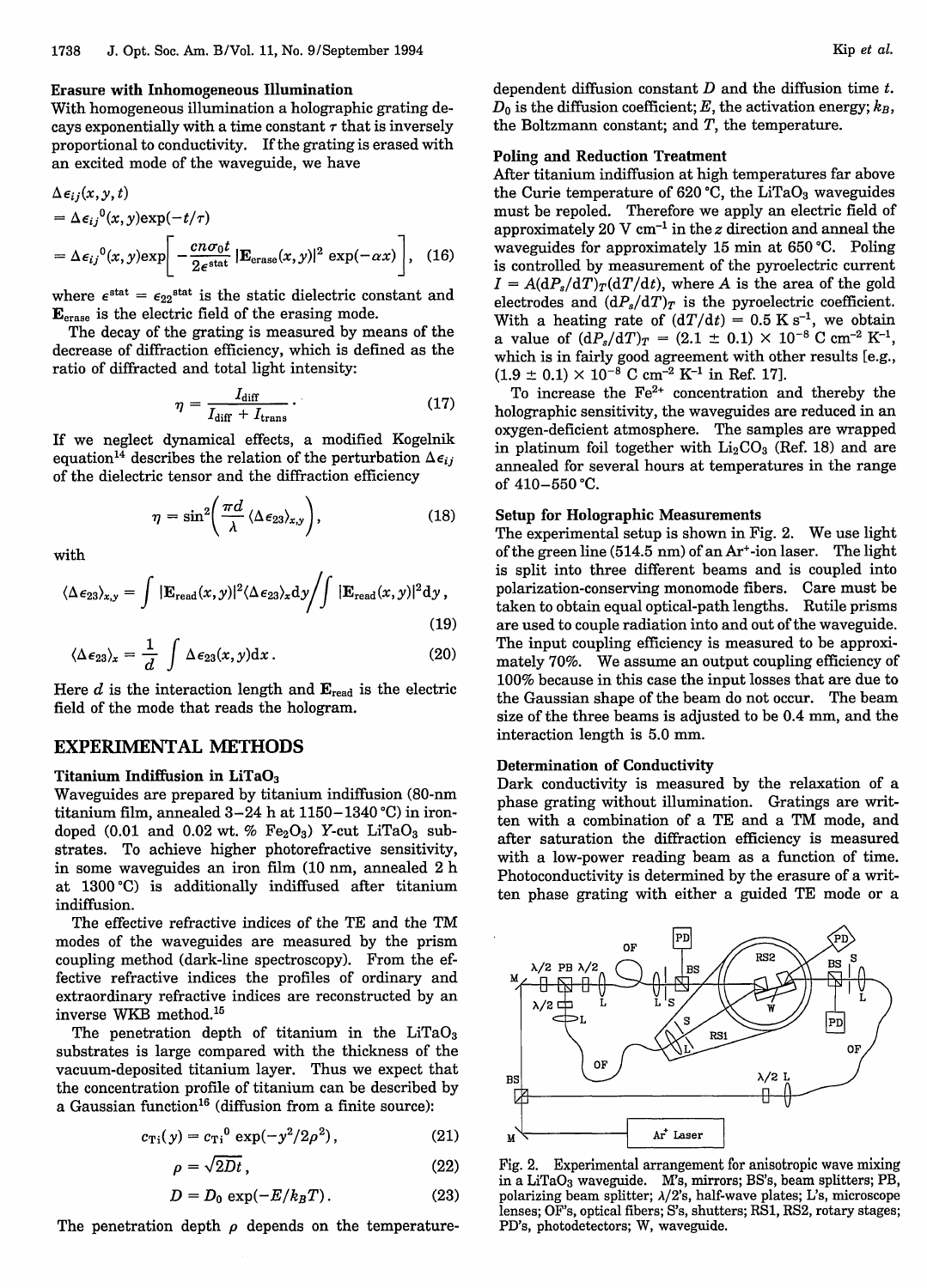### Erasure with Inhomogeneous Illumination

With homogeneous illumination a holographic grating decays exponentially with a time constant $\tau$ that is inversely proportional to conductivity. If the grating is erased with an excited mode of the waveguide, we have

$$\begin{aligned}\Delta\epsilon_{ij}(x, y, t) &= \Delta\epsilon_{ij}{}^{0}(x, y)\exp(-t/\tau) \\ &= \Delta\epsilon_{ij}{}^{0}(x, y)\exp\left[-\frac{cn\sigma_{0}t}{2\epsilon^{\text{stat}}}|\mathbf{E}_{\text{erase}}(x, y)|^{2}\exp(-\alpha x)\right], \quad (16)\end{aligned}$$

where $\epsilon^{\text{stat}} = \epsilon_{22}{}^{\text{stat}}$ is the static dielectric constant and $\mathbf{E}_{\text{erase}}$ is the electric field of the erasing mode.

The decay of the grating is measured by means of the decrease of diffraction efficiency, which is defined as the ratio of diffracted and total light intensity:

$$\eta = \frac{I_{\text{diff}}}{I_{\text{diff}} + I_{\text{trans}}}. \quad (17)$$

If we neglect dynamical effects, a modified Kogelnik equation[14] describes the relation of the perturbation $\Delta\epsilon_{ij}$ of the dielectric tensor and the diffraction efficiency

$$\eta = \sin^{2}\left(\frac{\pi d}{\lambda}\langle\Delta\epsilon_{23}\rangle_{x,y}\right), \quad (18)$$

with

$$\langle\Delta\epsilon_{23}\rangle_{x,y} = \int|\mathbf{E}_{\text{read}}(x, y)|^{2}\langle\Delta\epsilon_{23}\rangle_{x}\mathrm{d}y\Big/\int|\mathbf{E}_{\text{read}}(x, y)|^{2}\mathrm{d}y, \quad (19)$$

$$\langle\Delta\epsilon_{23}\rangle_{x} = \frac{1}{d}\int\Delta\epsilon_{23}(x, y)\mathrm{d}x. \quad (20)$$

Here $d$ is the interaction length and $\mathbf{E}_{\text{read}}$ is the electric field of the mode that reads the hologram.

## EXPERIMENTAL METHODS

### Titanium Indiffusion in $LiTaO_3$

Waveguides are prepared by titanium indiffusion (80-nm titanium film, annealed 3–24 h at 1150–1340 °C) in iron-doped (0.01 and 0.02 wt. % $Fe_2O_3$) Y-cut $LiTaO_3$ substrates. To achieve higher photorefractive sensitivity, in some waveguides an iron film (10 nm, annealed 2 h at 1300 °C) is additionally indiffused after titanium indiffusion.

The effective refractive indices of the TE and the TM modes of the waveguides are measured by the prism coupling method (dark-line spectroscopy). From the effective refractive indices the profiles of ordinary and extraordinary refractive indices are reconstructed by an inverse WKB method.[15]

The penetration depth of titanium in the $LiTaO_3$ substrates is large compared with the thickness of the vacuum-deposited titanium layer. Thus we expect that the concentration profile of titanium can be described by a Gaussian function[16] (diffusion from a finite source):

$$c_{\text{Ti}}(y) = c_{\text{Ti}}{}^{0}\exp(-y^{2}/2\rho^{2}), \quad (21)$$

$$\rho = \sqrt{2Dt}, \quad (22)$$

$$D = D_{0}\exp(-E/k_{B}T). \quad (23)$$

The penetration depth $\rho$ depends on the temperature-dependent diffusion constant $D$ and the diffusion time $t$. $D_0$ is the diffusion coefficient; $E$, the activation energy; $k_B$, the Boltzmann constant; and $T$, the temperature.

### Poling and Reduction Treatment

After titanium indiffusion at high temperatures far above the Curie temperature of 620 °C, the $LiTaO_3$ waveguides must be repoled. Therefore we apply an electric field of approximately 20 V $cm^{-1}$ in the $z$ direction and anneal the waveguides for approximately 15 min at 650 °C. Poling is controlled by measurement of the pyroelectric current $I = A(\mathrm{d}P_s/\mathrm{d}T)_T(\mathrm{d}T/\mathrm{d}t)$, where $A$ is the area of the gold electrodes and $(\mathrm{d}P_s/\mathrm{d}T)_T$ is the pyroelectric coefficient. With a heating rate of $(\mathrm{d}T/\mathrm{d}t) = 0.5$ K $s^{-1}$, we obtain a value of $(\mathrm{d}P_s/\mathrm{d}T)_T = (2.1 \pm 0.1) \times 10^{-8}$ C $cm^{-2}$ $K^{-1}$, which is in fairly good agreement with other results [e.g., $(1.9 \pm 0.1) \times 10^{-8}$ C $cm^{-2}$ $K^{-1}$ in Ref. 17].

To increase the $Fe^{2+}$ concentration and thereby the holographic sensitivity, the waveguides are reduced in an oxygen-deficient atmosphere. The samples are wrapped in platinum foil together with $Li_2CO_3$ (Ref. 18) and are annealed for several hours at temperatures in the range of 410–550 °C.

### Setup for Holographic Measurements

The experimental setup is shown in Fig. 2. We use light of the green line (514.5 nm) of an $Ar^+$-ion laser. The light is split into three different beams and is coupled into polarization-conserving monomode fibers. Care must be taken to obtain equal optical-path lengths. Rutile prisms are used to couple radiation into and out of the waveguide. The input coupling efficiency is measured to be approximately 70%. We assume an output coupling efficiency of 100% because in this case the input losses that are due to the Gaussian shape of the beam do not occur. The beam size of the three beams is adjusted to be 0.4 mm, and the interaction length is 5.0 mm.

### Determination of Conductivity

Dark conductivity is measured by the relaxation of a phase grating without illumination. Gratings are written with a combination of a TE and a TM mode, and after saturation the diffraction efficiency is measured with a low-power reading beam as a function of time. Photoconductivity is determined by the erasure of a written phase grating with either a guided TE mode or a

Fig. 2. Experimental arrangement for anisotropic wave mixing in a $LiTaO_3$ waveguide. M's, mirrors; BS's, beam splitters; PB, polarizing beam splitter; $\lambda/2$'s, half-wave plates; L's, microscope lenses; OF's, optical fibers; S's, shutters; RS1, RS2, rotary stages; PD's, photodetectors; W, waveguide.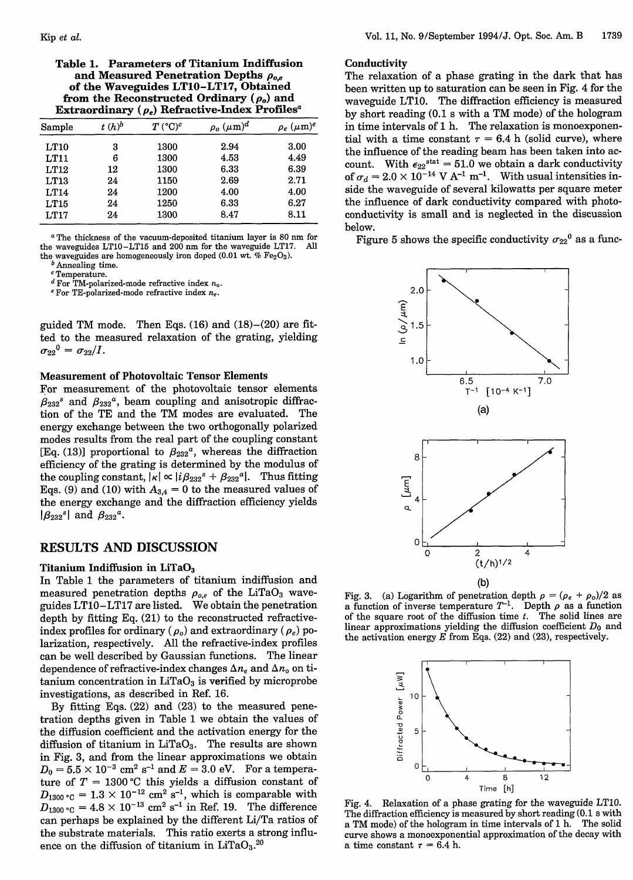**Table 1. Parameters of Titanium Indiffusion and Measured Penetration Depths $\rho_{o,e}$ of the Waveguides LT10–LT17, Obtained from the Reconstructed Ordinary ($\rho_o$) and Extraordinary ($\rho_e$) Refractive-Index Profiles[a]**

| Sample | $t$ (h)[b] | $T$ (°C)[c] | $\rho_o$ ($\mu$m)[d] | $\rho_e$ ($\mu$m)[e] |
|---|---|---|---|---|
| LT10 | 3 | 1300 | 2.94 | 3.00 |
| LT11 | 6 | 1300 | 4.53 | 4.49 |
| LT12 | 12 | 1300 | 6.33 | 6.39 |
| LT13 | 24 | 1150 | 2.69 | 2.71 |
| LT14 | 24 | 1200 | 4.00 | 4.00 |
| LT15 | 24 | 1250 | 6.33 | 6.27 |
| LT17 | 24 | 1300 | 8.47 | 8.11 |

[a] The thickness of the vacuum-deposited titanium layer is 80 nm for the waveguides LT10–LT15 and 200 nm for the waveguide LT17. All the waveguides are homogeneously iron doped (0.01 wt. % $Fe_2O_3$).
[b] Annealing time.
[c] Temperature.
[d] For TM-polarized-mode refractive index $n_o$.
[e] For TE-polarized-mode refractive index $n_e$.

guided TM mode. Then Eqs. (16) and (18)–(20) are fitted to the measured relaxation of the grating, yielding $\sigma_{22}^0 = \sigma_{22}/I$.

### Measurement of Photovoltaic Tensor Elements

For measurement of the photovoltaic tensor elements $\beta_{232}^s$ and $\beta_{232}^a$, beam coupling and anisotropic diffraction of the TE and the TM modes are evaluated. The energy exchange between the two orthogonally polarized modes results from the real part of the coupling constant [Eq. (13)] proportional to $\beta_{232}^a$, whereas the diffraction efficiency of the grating is determined by the modulus of the coupling constant, $|\kappa| \propto |i\beta_{232}^s + \beta_{232}^a|$. Thus fitting Eqs. (9) and (10) with $A_{3,4} = 0$ to the measured values of the energy exchange and the diffraction efficiency yields $|\beta_{232}^s|$ and $\beta_{232}^a$.

## RESULTS AND DISCUSSION

### Titanium Indiffusion in $LiTaO_3$

In Table 1 the parameters of titanium indiffusion and measured penetration depths $\rho_{o,e}$ of the $LiTaO_3$ waveguides LT10–LT17 are listed. We obtain the penetration depth by fitting Eq. (21) to the reconstructed refractive-index profiles for ordinary ($\rho_o$) and extraordinary ($\rho_e$) polarization, respectively. All the refractive-index profiles can be well described by Gaussian functions. The linear dependence of refractive-index changes $\Delta n_e$ and $\Delta n_o$ on titanium concentration in $LiTaO_3$ is verified by microprobe investigations, as described in Ref. 16.

By fitting Eqs. (22) and (23) to the measured penetration depths given in Table 1 we obtain the values of the diffusion coefficient and the activation energy for the diffusion of titanium in $LiTaO_3$. The results are shown in Fig. 3, and from the linear approximations we obtain $D_0 = 5.5 \times 10^{-3}$ cm$^2$ s$^{-1}$ and $E = 3.0$ eV. For a temperature of $T = 1300$ °C this yields a diffusion constant of $D_{1300\,°C} = 1.3 \times 10^{-12}$ cm$^2$ s$^{-1}$, which is comparable with $D_{1300\,°C} = 4.8 \times 10^{-13}$ cm$^2$ s$^{-1}$ in Ref. 19. The difference can perhaps be explained by the different Li/Ta ratios of the substrate materials. This ratio exerts a strong influence on the diffusion of titanium in $LiTaO_3$.[20]

### Conductivity

The relaxation of a phase grating in the dark that has been written up to saturation can be seen in Fig. 4 for the waveguide LT10. The diffraction efficiency is measured by short reading (0.1 s with a TM mode) of the hologram in time intervals of 1 h. The relaxation is monoexponential with a time constant $\tau = 6.4$ h (solid curve), where the influence of the reading beam has been taken into account. With $\epsilon_{22}^{stat} = 51.0$ we obtain a dark conductivity of $\sigma_d = 2.0 \times 10^{-14}$ V A$^{-1}$ m$^{-1}$. With usual intensities inside the waveguide of several kilowatts per square meter the influence of dark conductivity compared with photoconductivity is small and is neglected in the discussion below.

Figure 5 shows the specific conductivity $\sigma_{22}^0$ as a func-

Fig. 3. (a) Logarithm of penetration depth $\rho = (\rho_e + \rho_o)/2$ as a function of inverse temperature $T^{-1}$. Depth $\rho$ as a function of the square root of the diffusion time $t$. The solid lines are linear approximations yielding the diffusion coefficient $D_0$ and the activation energy $E$ from Eqs. (22) and (23), respectively.

Fig. 4. Relaxation of a phase grating for the waveguide LT10. The diffraction efficiency is measured by short reading (0.1 s with a TM mode) of the hologram in time intervals of 1 h. The solid curve shows a monoexponential approximation of the decay with a time constant $\tau = 6.4$ h.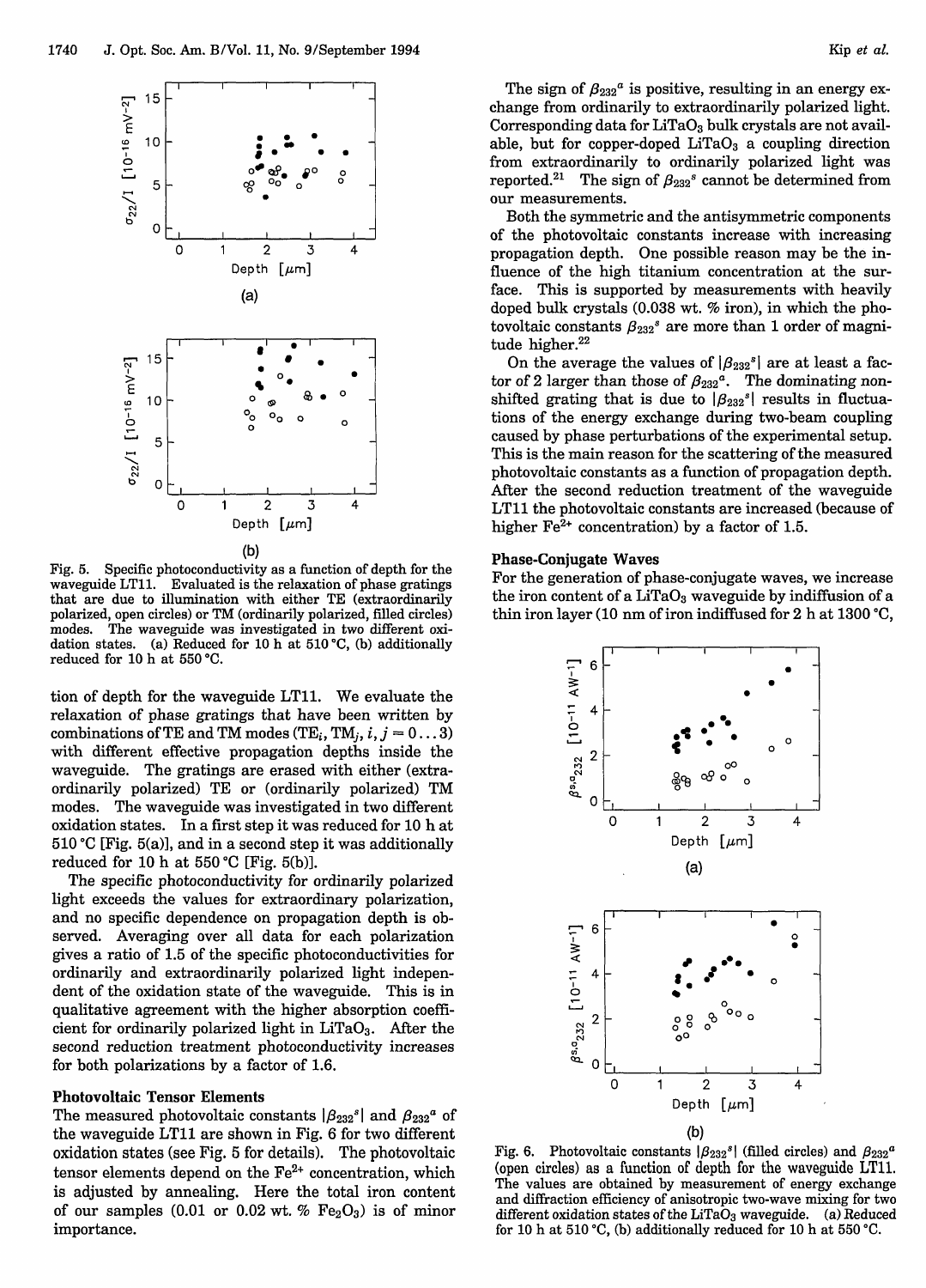Fig. 5. Specific photoconductivity as a function of depth for the waveguide LT11. Evaluated is the relaxation of phase gratings that are due to illumination with either TE (extraordinarily polarized, open circles) or TM (ordinarily polarized, filled circles) modes. The waveguide was investigated in two different oxidation states. (a) Reduced for 10 h at 510 °C, (b) additionally reduced for 10 h at 550 °C.

tion of depth for the waveguide LT11. We evaluate the relaxation of phase gratings that have been written by combinations of TE and TM modes ($TE_i$, $TM_j$, $i, j = 0 \ldots 3$) with different effective propagation depths inside the waveguide. The gratings are erased with either (extraordinarily polarized) TE or (ordinarily polarized) TM modes. The waveguide was investigated in two different oxidation states. In a first step it was reduced for 10 h at 510 °C [Fig. 5(a)], and in a second step it was additionally reduced for 10 h at 550 °C [Fig. 5(b)].

The specific photoconductivity for ordinarily polarized light exceeds the values for extraordinary polarization, and no specific dependence on propagation depth is observed. Averaging over all data for each polarization gives a ratio of 1.5 of the specific photoconductivities for ordinarily and extraordinarily polarized light independent of the oxidation state of the waveguide. This is in qualitative agreement with the higher absorption coefficient for ordinarily polarized light in $LiTaO_3$. After the second reduction treatment photoconductivity increases for both polarizations by a factor of 1.6.

### Photovoltaic Tensor Elements

The measured photovoltaic constants $|\beta_{232}{}^{s}|$ and $\beta_{232}{}^{a}$ of the waveguide LT11 are shown in Fig. 6 for two different oxidation states (see Fig. 5 for details). The photovoltaic tensor elements depend on the $Fe^{2+}$ concentration, which is adjusted by annealing. Here the total iron content of our samples (0.01 or 0.02 wt. % $Fe_2O_3$) is of minor importance.

The sign of $\beta_{232}{}^{a}$ is positive, resulting in an energy exchange from ordinarily to extraordinarily polarized light. Corresponding data for $LiTaO_3$ bulk crystals are not available, but for copper-doped $LiTaO_3$ a coupling direction from extraordinarily to ordinarily polarized light was reported.[21] The sign of $\beta_{232}{}^{s}$ cannot be determined from our measurements.

Both the symmetric and the antisymmetric components of the photovoltaic constants increase with increasing propagation depth. One possible reason may be the influence of the high titanium concentration at the surface. This is supported by measurements with heavily doped bulk crystals (0.038 wt. % iron), in which the photovoltaic constants $\beta_{232}{}^{s}$ are more than 1 order of magnitude higher.[22]

On the average the values of $|\beta_{232}{}^{s}|$ are at least a factor of 2 larger than those of $\beta_{232}{}^{a}$. The dominating nonshifted grating that is due to $|\beta_{232}{}^{s}|$ results in fluctuations of the energy exchange during two-beam coupling caused by phase perturbations of the experimental setup. This is the main reason for the scattering of the measured photovoltaic constants as a function of propagation depth. After the second reduction treatment of the waveguide LT11 the photovoltaic constants are increased (because of higher $Fe^{2+}$ concentration) by a factor of 1.5.

### Phase-Conjugate Waves

For the generation of phase-conjugate waves, we increase the iron content of a $LiTaO_3$ waveguide by indiffusion of a thin iron layer (10 nm of iron indiffused for 2 h at 1300 °C,

Fig. 6. Photovoltaic constants $|\beta_{232}{}^{s}|$ (filled circles) and $\beta_{232}{}^{a}$ (open circles) as a function of depth for the waveguide LT11. The values are obtained by measurement of energy exchange and diffraction efficiency of anisotropic two-wave mixing for two different oxidation states of the $LiTaO_3$ waveguide. (a) Reduced for 10 h at 510 °C, (b) additionally reduced for 10 h at 550 °C.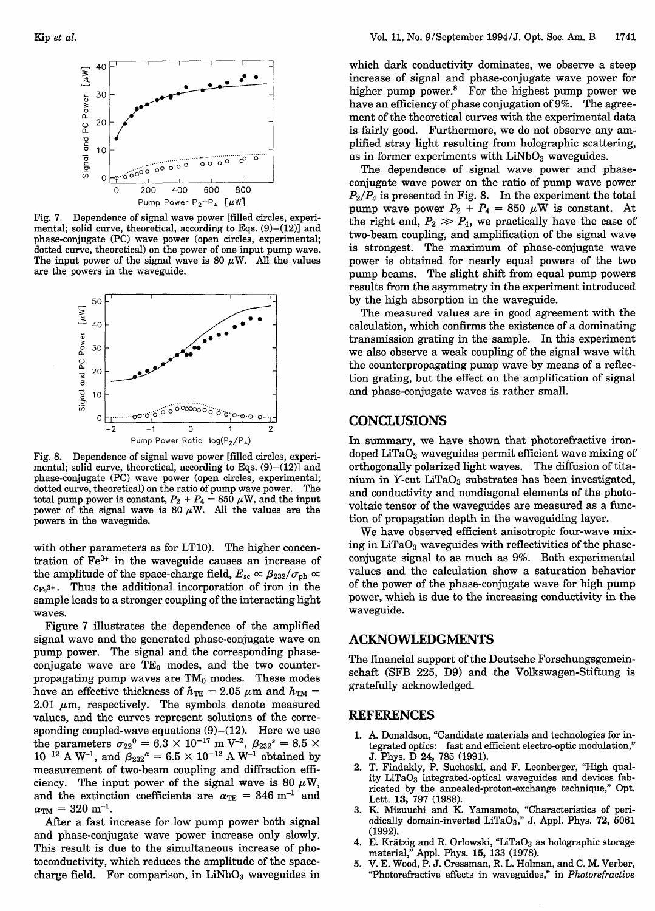Fig. 7. Dependence of signal wave power [filled circles, experimental; solid curve, theoretical, according to Eqs. (9)–(12)] and phase-conjugate (PC) wave power (open circles, experimental; dotted curve, theoretical) on the power of one input pump wave. The input power of the signal wave is 80 $\mu$W. All the values are the powers in the waveguide.

Fig. 8. Dependence of signal wave power [filled circles, experimental; solid curve, theoretical, according to Eqs. (9)–(12)] and phase-conjugate (PC) wave power (open circles, experimental; dotted curve, theoretical) on the ratio of pump wave power. The total pump power is constant, $P_2 + P_4 = 850$ $\mu$W, and the input power of the signal wave is 80 $\mu$W. All the values are the powers in the waveguide.

with other parameters as for LT10). The higher concentration of $Fe^{3+}$ in the waveguide causes an increase of the amplitude of the space-charge field, $E_{sc} \propto \beta_{232}/\sigma_{ph} \propto c_{Fe^{3+}}$. Thus the additional incorporation of iron in the sample leads to a stronger coupling of the interacting light waves.

Figure 7 illustrates the dependence of the amplified signal wave and the generated phase-conjugate wave on pump power. The signal and the corresponding phase-conjugate wave are $TE_0$ modes, and the two counterpropagating pump waves are $TM_0$ modes. These modes have an effective thickness of $h_{TE} = 2.05$ $\mu$m and $h_{TM} = 2.01$ $\mu$m, respectively. The symbols denote measured values, and the curves represent solutions of the corresponding coupled-wave equations (9)–(12). Here we use the parameters $\sigma_{22}^0 = 6.3 \times 10^{-17}$ m V$^{-2}$, $\beta_{232}^s = 8.5 \times 10^{-12}$ A W$^{-1}$, and $\beta_{232}^a = 6.5 \times 10^{-12}$ A W$^{-1}$ obtained by measurement of two-beam coupling and diffraction efficiency. The input power of the signal wave is 80 $\mu$W, and the extinction coefficients are $\alpha_{TE} = 346$ m$^{-1}$ and $\alpha_{TM} = 320$ m$^{-1}$.

After a fast increase for low pump power both signal and phase-conjugate wave power increase only slowly. This result is due to the simultaneous increase of photoconductivity, which reduces the amplitude of the space-charge field. For comparison, in $LiNbO_3$ waveguides in which dark conductivity dominates, we observe a steep increase of signal and phase-conjugate wave power for higher pump power.[8] For the highest pump power we have an efficiency of phase conjugation of 9%. The agreement of the theoretical curves with the experimental data is fairly good. Furthermore, we do not observe any amplified stray light resulting from holographic scattering, as in former experiments with $LiNbO_3$ waveguides.

The dependence of signal wave power and phase-conjugate wave power on the ratio of pump wave power $P_2/P_4$ is presented in Fig. 8. In the experiment the total pump wave power $P_2 + P_4 = 850$ $\mu$W is constant. At the right end, $P_2 \gg P_4$, we practically have the case of two-beam coupling, and amplification of the signal wave is strongest. The maximum of phase-conjugate wave power is obtained for nearly equal powers of the two pump beams. The slight shift from equal pump powers results from the asymmetry in the experiment introduced by the high absorption in the waveguide.

The measured values are in good agreement with the calculation, which confirms the existence of a dominating transmission grating in the sample. In this experiment we also observe a weak coupling of the signal wave with the counterpropagating pump wave by means of a reflection grating, but the effect on the amplification of signal and phase-conjugate waves is rather small.

## CONCLUSIONS

In summary, we have shown that photorefractive iron-doped $LiTaO_3$ waveguides permit efficient wave mixing of orthogonally polarized light waves. The diffusion of titanium in Y-cut $LiTaO_3$ substrates has been investigated, and conductivity and nondiagonal elements of the photovoltaic tensor of the waveguides are measured as a function of propagation depth in the waveguiding layer.

We have observed efficient anisotropic four-wave mixing in $LiTaO_3$ waveguides with reflectivities of the phase-conjugate signal to as much as 9%. Both experimental values and the calculation show a saturation behavior of the power of the phase-conjugate wave for high pump power, which is due to the increasing conductivity in the waveguide.

## ACKNOWLEDGMENTS

The financial support of the Deutsche Forschungsgemeinschaft (SFB 225, D9) and the Volkswagen-Stiftung is gratefully acknowledged.

## REFERENCES

1. A. Donaldson, "Candidate materials and technologies for integrated optics: fast and efficient electro-optic modulation," J. Phys. D **24**, 785 (1991).
2. T. Findakly, P. Suchoski, and F. Leonberger, "High quality $LiTaO_3$ integrated-optical waveguides and devices fabricated by the annealed-proton-exchange technique," Opt. Lett. **13**, 797 (1988).
3. K. Mizuuchi and K. Yamamoto, "Characteristics of periodically domain-inverted $LiTaO_3$," J. Appl. Phys. **72**, 5061 (1992).
4. E. Krätzig and R. Orlowski, "$LiTaO_3$ as holographic storage material," Appl. Phys. **15**, 133 (1978).
5. V. E. Wood, P. J. Cressman, R. L. Holman, and C. M. Verber, "Photorefractive effects in waveguides," in *Photorefractive*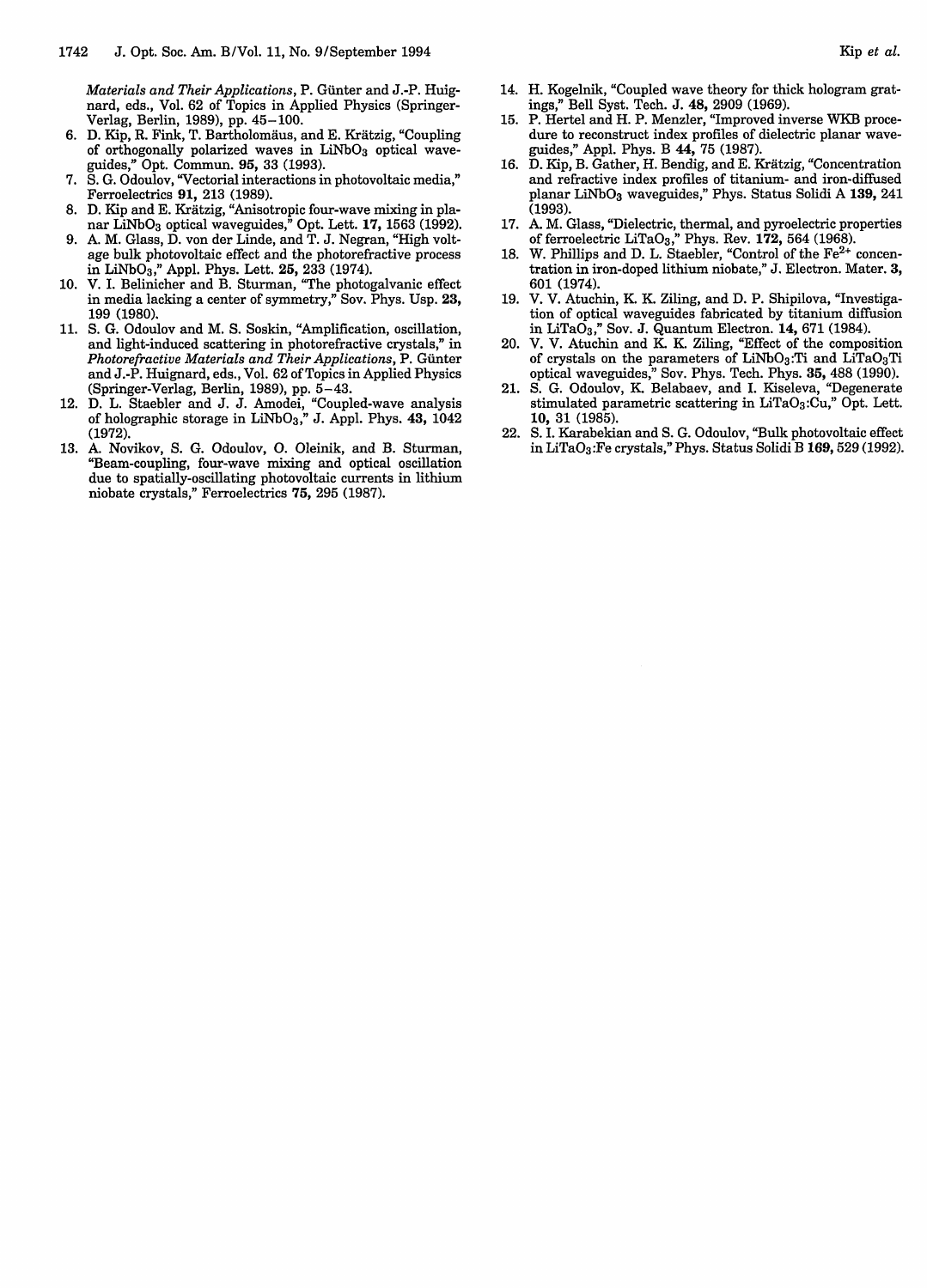*Materials and Their Applications*, P. Günter and J.-P. Huignard, eds., Vol. 62 of Topics in Applied Physics (Springer-Verlag, Berlin, 1989), pp. 45–100.

6. D. Kip, R. Fink, T. Bartholomäus, and E. Krätzig, "Coupling of orthogonally polarized waves in $LiNbO_3$ optical waveguides," Opt. Commun. **95**, 33 (1993).
7. S. G. Odoulov, "Vectorial interactions in photovoltaic media," Ferroelectrics **91**, 213 (1989).
8. D. Kip and E. Krätzig, "Anisotropic four-wave mixing in planar $LiNbO_3$ optical waveguides," Opt. Lett. **17**, 1563 (1992).
9. A. M. Glass, D. von der Linde, and T. J. Negran, "High voltage bulk photovoltaic effect and the photorefractive process in $LiNbO_3$," Appl. Phys. Lett. **25**, 233 (1974).
10. V. I. Belinicher and B. Sturman, "The photogalvanic effect in media lacking a center of symmetry," Sov. Phys. Usp. **23**, 199 (1980).
11. S. G. Odoulov and M. S. Soskin, "Amplification, oscillation, and light-induced scattering in photorefractive crystals," in *Photorefractive Materials and Their Applications*, P. Günter and J.-P. Huignard, eds., Vol. 62 of Topics in Applied Physics (Springer-Verlag, Berlin, 1989), pp. 5–43.
12. D. L. Staebler and J. J. Amodei, "Coupled-wave analysis of holographic storage in $LiNbO_3$," J. Appl. Phys. **43**, 1042 (1972).
13. A. Novikov, S. G. Odoulov, O. Oleinik, and B. Sturman, "Beam-coupling, four-wave mixing and optical oscillation due to spatially-oscillating photovoltaic currents in lithium niobate crystals," Ferroelectrics **75**, 295 (1987).
14. H. Kogelnik, "Coupled wave theory for thick hologram gratings," Bell Syst. Tech. J. **48**, 2909 (1969).
15. P. Hertel and H. P. Menzler, "Improved inverse WKB procedure to reconstruct index profiles of dielectric planar waveguides," Appl. Phys. B **44**, 75 (1987).
16. D. Kip, B. Gather, H. Bendig, and E. Krätzig, "Concentration and refractive index profiles of titanium- and iron-diffused planar $LiNbO_3$ waveguides," Phys. Status Solidi A **139**, 241 (1993).
17. A. M. Glass, "Dielectric, thermal, and pyroelectric properties of ferroelectric $LiTaO_3$," Phys. Rev. **172**, 564 (1968).
18. W. Phillips and D. L. Staebler, "Control of the $Fe^{2+}$ concentration in iron-doped lithium niobate," J. Electron. Mater. **3**, 601 (1974).
19. V. V. Atuchin, K. K. Ziling, and D. P. Shipilova, "Investigation of optical waveguides fabricated by titanium diffusion in $LiTaO_3$," Sov. J. Quantum Electron. **14**, 671 (1984).
20. V. V. Atuchin and K. K. Ziling, "Effect of the composition of crystals on the parameters of $LiNbO_3$:Ti and $LiTaO_3$Ti optical waveguides," Sov. Phys. Tech. Phys. **35**, 488 (1990).
21. S. G. Odoulov, K. Belabaev, and I. Kiseleva, "Degenerate stimulated parametric scattering in $LiTaO_3$:Cu," Opt. Lett. **10**, 31 (1985).
22. S. I. Karabekian and S. G. Odoulov, "Bulk photovoltaic effect in $LiTaO_3$:Fe crystals," Phys. Status Solidi B **169**, 529 (1992).